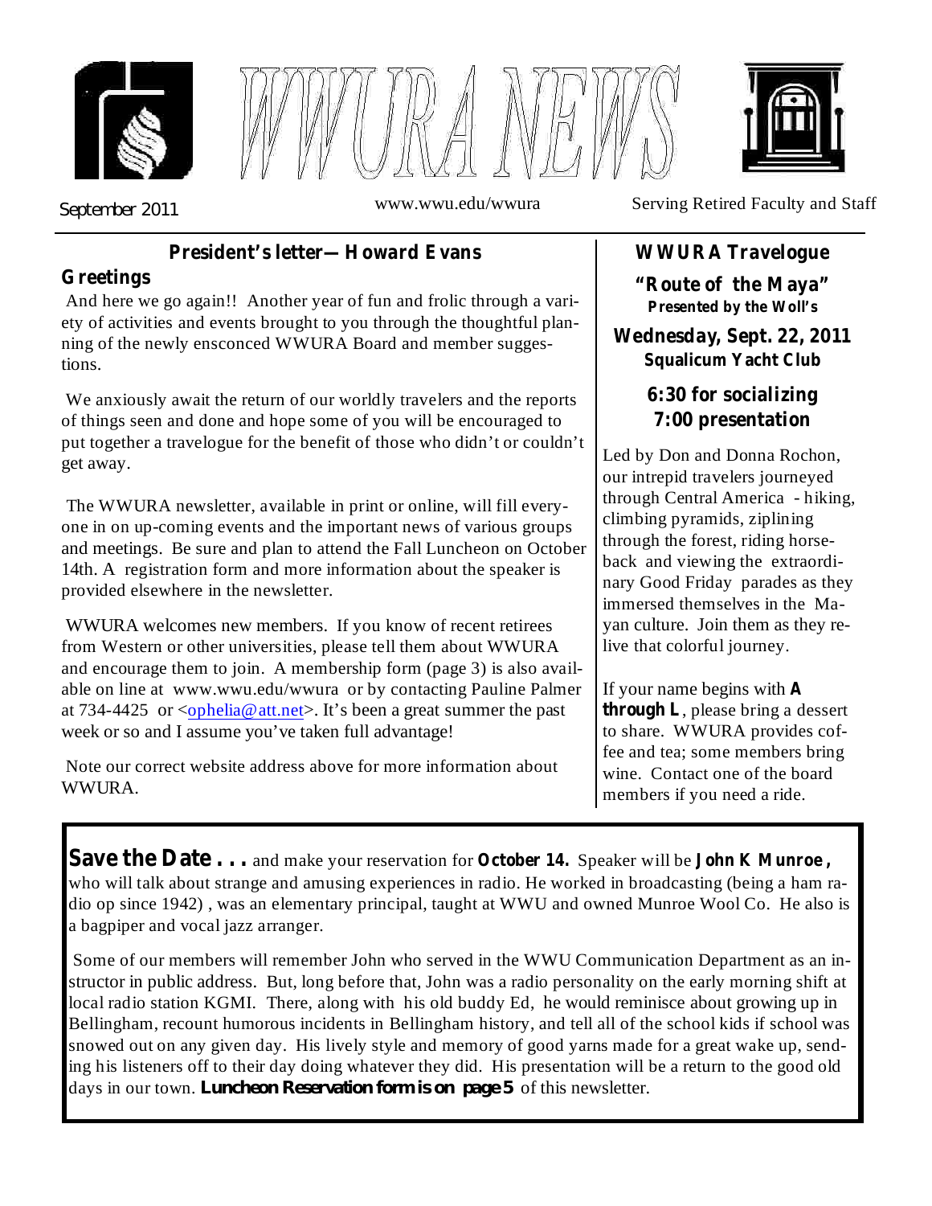# WWURA NEWS

September 2011

www.wwu.edu/wwura

Serving Retired Faculty and Staff

## President's letter—Howard Evans

### Greetings

And here we go again!! Another year of fun and frolic through a variety of activities and events brought to you through the thoughtful planning of the newly ensconced WWURA Board and member suggestions.

We anxiously await the return of our worldly travelers and the reports of things seen and done and hope some of you will be encouraged to put together a travelogue for the benefit of those who didn't or couldn't get away.

The WWURA newsletter, available in print or online, will fill everyone in on up-coming events and the important news of various groups and meetings. Be sure and plan to attend the Fall Luncheon on October 14th. A registration form and more information about the speaker is provided elsewhere in the newsletter.

WWURA welcomes new members. If you know of recent retirees from Western or other universities, please tell them about WWURA and encourage them to join. A membership form (page 3) is also available on line at www.wwu.edu/wwura or by contacting Pauline Palmer at 734-4425 or <ophelia@att.net>. It's been a great summer the past week or so and I assume you've taken full advantage!

Note our correct website address above for more information about WWURA.

## WWURA Travelogue

**"Route of the Maya"**

**Presented by the Woll's**

**Wednesday, Sept. 22, 2011**

**Squalicum Yacht Club**

**6:30 for socializing**

**7:00 presentation**

Led by Don and Donna Rochon, our intrepid travelers journeyed through Central America - hiking, climbing pyramids, ziplining through the forest, riding horseback and viewing the extraordinary Good Friday parades as they immersed themselves in the Mayan culture. Join them as they relive that colorful journey.

If your name begins with **A through L**, please bring a dessert to share. WWURA provides coffee and tea; some members bring wine. Contact one of the board members if you need a ride.

**Save the Date . . .** and make your reservation for **October 14.** Speaker will be **John K Munroe,** who will talk about strange and amusing experiences in radio. He worked in broadcasting (being a ham radio op since 1942) , was an elementary principal, taught at WWU and owned Munroe Wool Co. He also is a bagpiper and vocal jazz arranger.

Some of our members will remember John who served in the WWU Communication Department as an instructor in public address. But, long before that, John was a radio personality on the early morning shift at local radio station KGMI. There, along with his old buddy Ed, he would reminisce about growing up in Bellingham, recount humorous incidents in Bellingham history, and tell all of the school kids if school was snowed out on any given day. His lively style and memory of good yarns made for a great wake up, sending his listeners off to their day doing whatever they did. His presentation will be a return to the good old days in our town. **Luncheon Reservation form is on page 5** of this newsletter.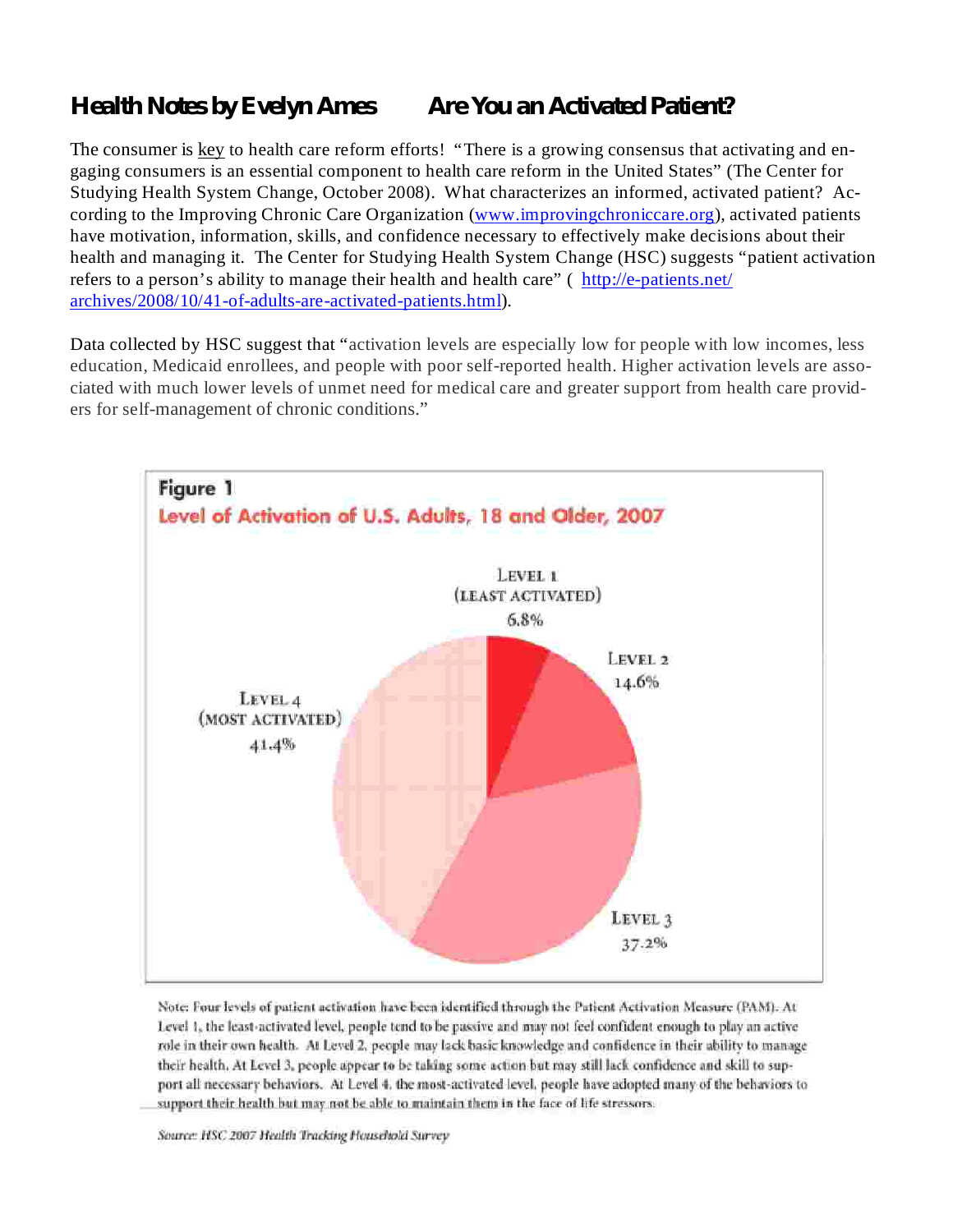# Health Notes by Evelyn Ames　　Are You an Activated Patient?

The consumer is key to health care reform efforts! "There is a growing consensus that activating and engaging consumers is an essential component to health care reform in the United States" (The Center for Studying Health System Change, October 2008). What characterizes an informed, activated patient? According to the Improving Chronic Care Organization ([www.improvingchroniccare.org](www.improvingchroniccare.org)), activated patients have motivation, information, skills, and confidence necessary to effectively make decisions about their health and managing it. The Center for Studying Health System Change (HSC) suggests "patient activation refers to a person's ability to manage their health and health care" ( [http://e-patients.net/archives/2008/10/41-of-adults-are-activated-patients.html](http://e-patients.net/archives/2008/10/41-of-adults-are-activated-patients.html)).

Data collected by HSC suggest that "activation levels are especially low for people with low incomes, less education, Medicaid enrollees, and people with poor self-reported health. Higher activation levels are associated with much lower levels of unmet need for medical care and greater support from health care providers for self-management of chronic conditions."

**Figure 1**

**Level of Activation of U.S. Adults, 18 and Older, 2007**

LEVEL 1 (LEAST ACTIVATED) 6.8%

LEVEL 2 14.6%

LEVEL 3 37.2%

LEVEL 4 (MOST ACTIVATED) 41.4%

Note: Four levels of patient activation have been identified through the Patient Activation Measure (PAM). At Level 1, the least-activated level, people tend to be passive and may not feel confident enough to play an active role in their own health. At Level 2, people may lack basic knowledge and confidence in their ability to manage their health. At Level 3, people appear to be taking some action but may still lack confidence and skill to support all necessary behaviors. At Level 4, the most-activated level, people have adopted many of the behaviors to support their health but may not be able to maintain them in the face of life stressors.

*Source: HSC 2007 Health Tracking Household Survey*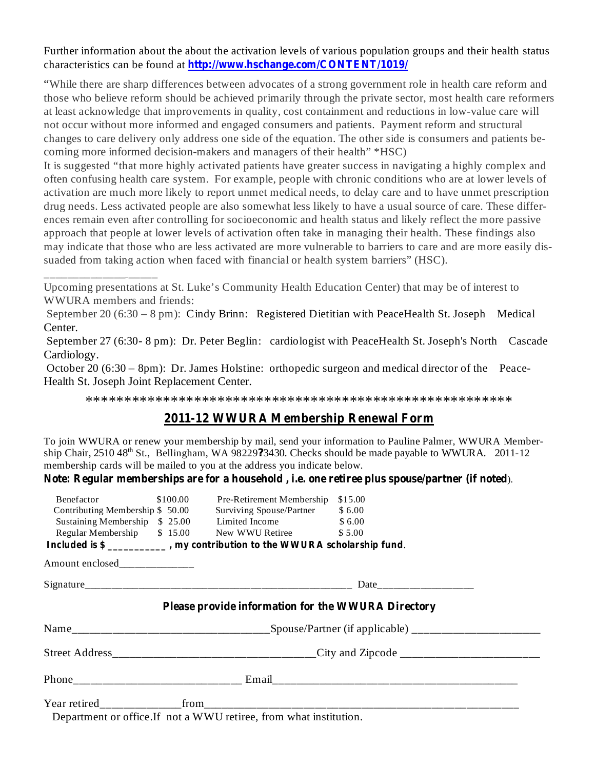Further information about the about the activation levels of various population groups and their health status characteristics can be found at **http://www.hschange.com/CONTENT/1019/**

"While there are sharp differences between advocates of a strong government role in health care reform and those who believe reform should be achieved primarily through the private sector, most health care reformers at least acknowledge that improvements in quality, cost containment and reductions in low-value care will not occur without more informed and engaged consumers and patients. Payment reform and structural changes to care delivery only address one side of the equation. The other side is consumers and patients becoming more informed decision-makers and managers of their health" *HSC)

It is suggested "that more highly activated patients have greater success in navigating a highly complex and often confusing health care system. For example, people with chronic conditions who are at lower levels of activation are much more likely to report unmet medical needs, to delay care and to have unmet prescription drug needs. Less activated people are also somewhat less likely to have a usual source of care. These differences remain even after controlling for socioeconomic and health status and likely reflect the more passive approach that people at lower levels of activation often take in managing their health. These findings also may indicate that those who are less activated are more vulnerable to barriers to care and are more easily dissuaded from taking action when faced with financial or health system barriers" (HSC).

___________________

Upcoming presentations at St. Luke's Community Health Education Center) that may be of interest to WWURA members and friends:

September 20 (6:30 – 8 pm): Cindy Brinn: Registered Dietitian with PeaceHealth St. Joseph Medical Center.

September 27 (6:30- 8 pm): Dr. Peter Beglin: cardiologist with PeaceHealth St. Joseph's North Cascade Cardiology.

October 20 (6:30 – 8pm): Dr. James Holstine: orthopedic surgeon and medical director of the PeaceHealth St. Joseph Joint Replacement Center.

*******************************************************

## 2011-12 WWURA Membership Renewal Form

To join WWURA or renew your membership by mail, send your information to Pauline Palmer, WWURA Membership Chair, 2510 48th St., Bellingham, WA 98229?3430. Checks should be made payable to WWURA. 2011-12 membership cards will be mailed to you at the address you indicate below.

**Note: Regular memberships are for a household , i.e. one retiree plus spouse/partner (if noted**).

| | | | |
|---|---|---|---|
| Benefactor | $100.00 | Pre-Retirement Membership | $15.00 |
| Contributing Membership | $ 50.00 | Surviving Spouse/Partner | $ 6.00 |
| Sustaining Membership | $ 25.00 | Limited Income | $ 6.00 |
| Regular Membership | $ 15.00 | New WWU Retiree | $ 5.00 |

**Included is $ __________ , my contribution to the WWURA scholarship fund**.

Amount enclosed_____________

Signature_______________________________________________ Date________________

### Please provide information for the WWURA Directory

Name________________________________Spouse/Partner (if applicable) ____________________

Street Address________________________________City and Zipcode _____________________

Phone___________________________ Email_______________________________________

Year retired_____________from______________________________________________________
Department or office.If not a WWU retiree, from what institution.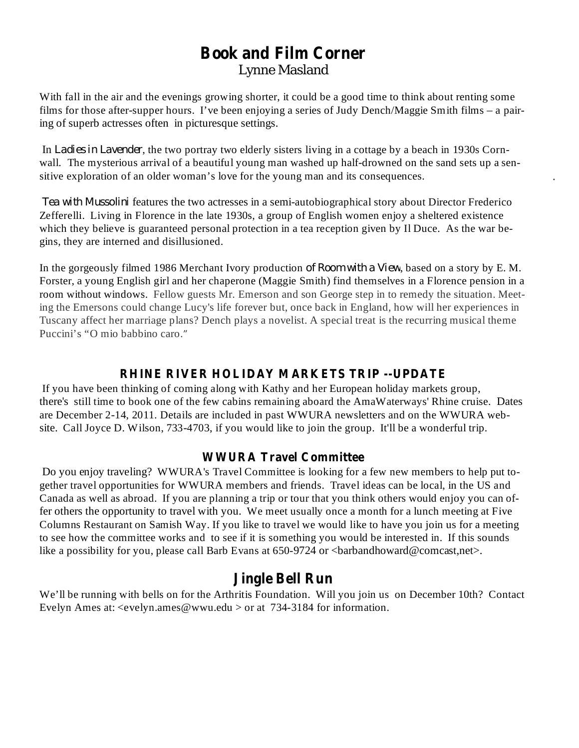# Book and Film Corner

Lynne Masland

With fall in the air and the evenings growing shorter, it could be a good time to think about renting some films for those after-supper hours. I've been enjoying a series of Judy Dench/Maggie Smith films – a pairing of superb actresses often in picturesque settings.

In *Ladies in Lavender*, the two portray two elderly sisters living in a cottage by a beach in 1930s Cornwall. The mysterious arrival of a beautiful young man washed up half-drowned on the sand sets up a sensitive exploration of an older woman's love for the young man and its consequences.

*Tea with Mussolini* features the two actresses in a semi-autobiographical story about Director Frederico Zefferelli. Living in Florence in the late 1930s, a group of English women enjoy a sheltered existence which they believe is guaranteed personal protection in a tea reception given by Il Duce. As the war begins, they are interned and disillusioned.

In the gorgeously filmed 1986 Merchant Ivory production *of Room with a View*, based on a story by E. M. Forster, a young English girl and her chaperone (Maggie Smith) find themselves in a Florence pension in a room without windows. Fellow guests Mr. Emerson and son George step in to remedy the situation. Meeting the Emersons could change Lucy's life forever but, once back in England, how will her experiences in Tuscany affect her marriage plans? Dench plays a novelist. A special treat is the recurring musical theme Puccini's "O mio babbino caro."

## RHINE RIVER HOLIDAY MARKETS TRIP --UPDATE

If you have been thinking of coming along with Kathy and her European holiday markets group, there's still time to book one of the few cabins remaining aboard the AmaWaterways' Rhine cruise. Dates are December 2-14, 2011. Details are included in past WWURA newsletters and on the WWURA website. Call Joyce D. Wilson, 733-4703, if you would like to join the group. It'll be a wonderful trip.

## WWURA Travel Committee

Do you enjoy traveling? WWURA's Travel Committee is looking for a few new members to help put together travel opportunities for WWURA members and friends. Travel ideas can be local, in the US and Canada as well as abroad. If you are planning a trip or tour that you think others would enjoy you can offer others the opportunity to travel with you. We meet usually once a month for a lunch meeting at Five Columns Restaurant on Samish Way. If you like to travel we would like to have you join us for a meeting to see how the committee works and to see if it is something you would be interested in. If this sounds like a possibility for you, please call Barb Evans at 650-9724 or <barbandhoward@comcast,net>.

# Jingle Bell Run

We'll be running with bells on for the Arthritis Foundation. Will you join us on December 10th? Contact Evelyn Ames at: <evelyn.ames@wwu.edu > or at 734-3184 for information.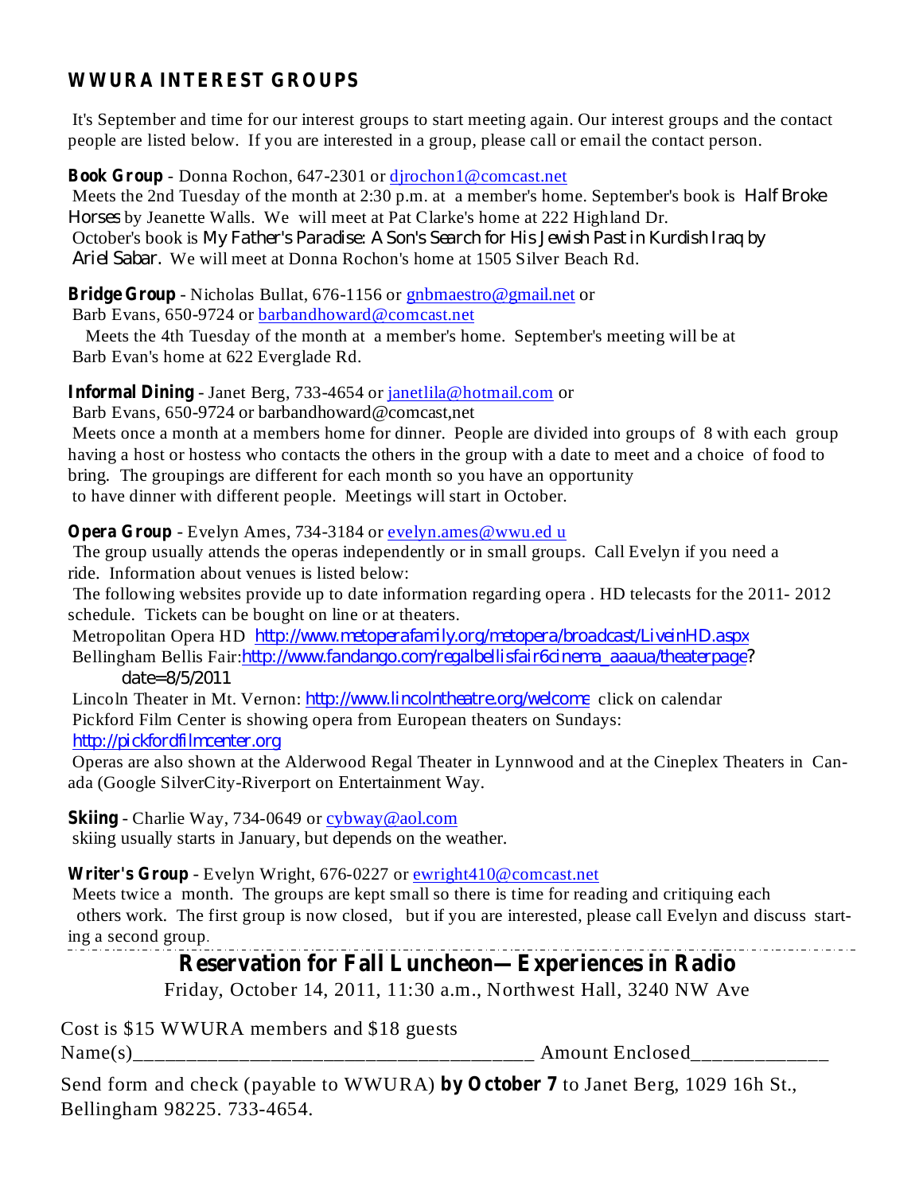## WWURA INTEREST GROUPS

It's September and time for our interest groups to start meeting again. Our interest groups and the contact people are listed below. If you are interested in a group, please call or email the contact person.

**Book Group** - Donna Rochon, 647-2301 or djrochon1@comcast.net
Meets the 2nd Tuesday of the month at 2:30 p.m. at a member's home. September's book is *Half Broke Horses* by Jeanette Walls. We will meet at Pat Clarke's home at 222 Highland Dr.
October's book is *My Father's Paradise: A Son's Search for His Jewish Past in Kurdish Iraq* by Ariel Sabar. We will meet at Donna Rochon's home at 1505 Silver Beach Rd.

**Bridge Group** - Nicholas Bullat, 676-1156 or gnbmaestro@gmail.net or
Barb Evans, 650-9724 or barbandhoward@comcast.net
Meets the 4th Tuesday of the month at a member's home. September's meeting will be at Barb Evan's home at 622 Everglade Rd.

**Informal Dining** - Janet Berg, 733-4654 or janetlila@hotmail.com or
Barb Evans, 650-9724 or barbandhoward@comcast,net
Meets once a month at a members home for dinner. People are divided into groups of 8 with each group having a host or hostess who contacts the others in the group with a date to meet and a choice of food to bring. The groupings are different for each month so you have an opportunity to have dinner with different people. Meetings will start in October.

**Opera Group** - Evelyn Ames, 734-3184 or evelyn.ames@wwu.ed u
The group usually attends the operas independently or in small groups. Call Evelyn if you need a ride. Information about venues is listed below:
The following websites provide up to date information regarding opera . HD telecasts for the 2011- 2012 schedule. Tickets can be bought on line or at theaters.
Metropolitan Opera HD http://www.metoperafamily.org/metopera/broadcast/LiveinHD.aspx
Bellingham Bellis Fair:http://www.fandango.com/regalbellisfair6cinema_aaaua/theaterpage?date=8/5/2011
Lincoln Theater in Mt. Vernon: http://www.lincolntheatre.org/welcome click on calendar
Pickford Film Center is showing opera from European theaters on Sundays:
http://pickfordfilmcenter.org
Operas are also shown at the Alderwood Regal Theater in Lynnwood and at the Cineplex Theaters in Canada (Google SilverCity-Riverport on Entertainment Way.

**Skiing** - Charlie Way, 734-0649 or cybway@aol.com
skiing usually starts in January, but depends on the weather.

**Writer's Group** - Evelyn Wright, 676-0227 or ewright410@comcast.net
Meets twice a month. The groups are kept small so there is time for reading and critiquing each others work. The first group is now closed, but if you are interested, please call Evelyn and discuss starting a second group.

---

## Reservation for Fall Luncheon—Experiences in Radio

Friday, October 14, 2011, 11:30 a.m., Northwest Hall, 3240 NW Ave

Cost is $15 WWURA members and $18 guests

Name(s)_______________________________________ Amount Enclosed_____________

Send form and check (payable to WWURA) **by October 7** to Janet Berg, 1029 16h St., Bellingham 98225. 733-4654.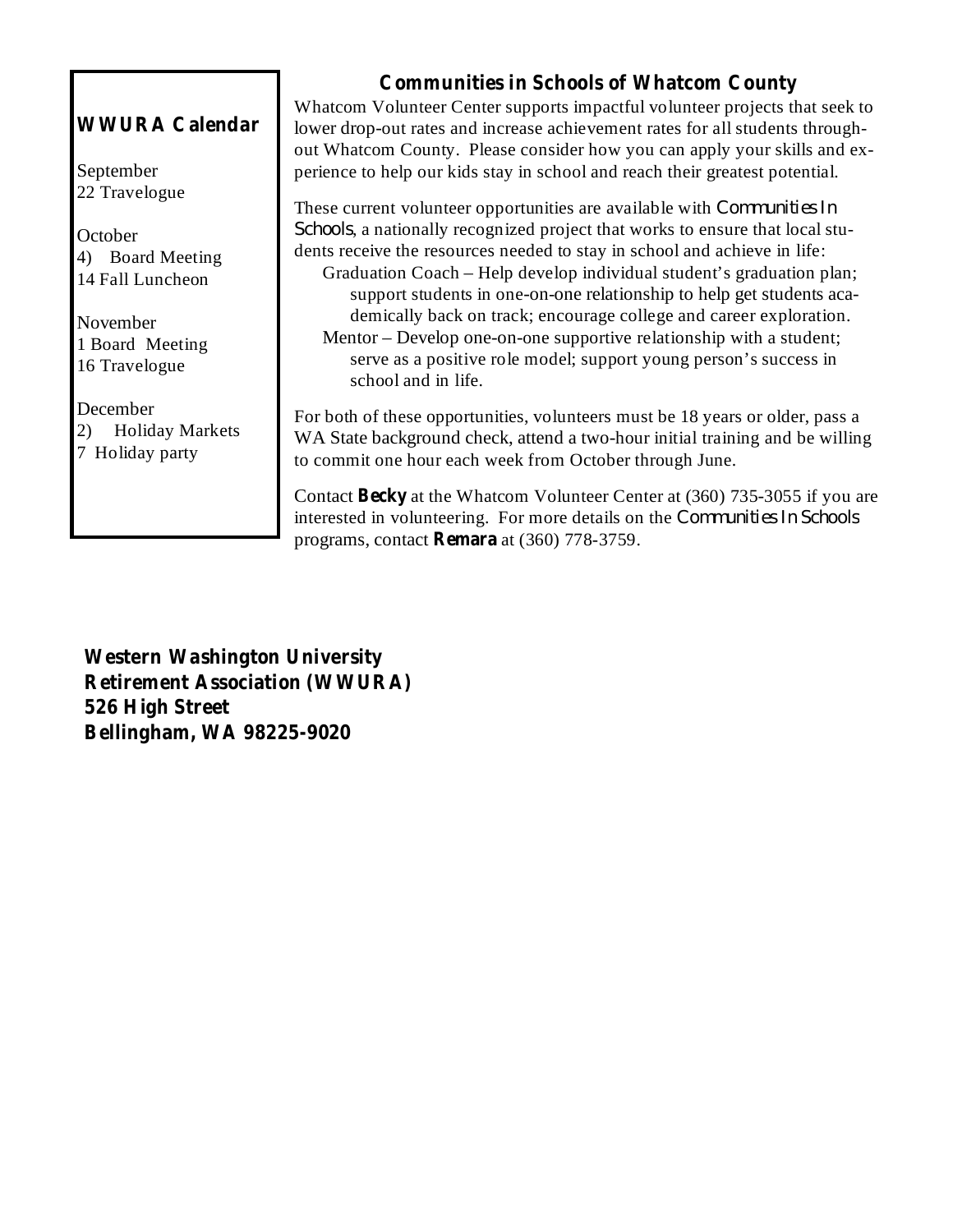**WWURA Calendar**

September
22 Travelogue

October
4) Board Meeting
14 Fall Luncheon

November
1 Board Meeting
16 Travelogue

December
2) Holiday Markets
7 Holiday party

## Communities in Schools of Whatcom County

Whatcom Volunteer Center supports impactful volunteer projects that seek to lower drop-out rates and increase achievement rates for all students throughout Whatcom County. Please consider how you can apply your skills and experience to help our kids stay in school and reach their greatest potential.

These current volunteer opportunities are available with *Communities In Schools*, a nationally recognized project that works to ensure that local students receive the resources needed to stay in school and achieve in life:

- Graduation Coach – Help develop individual student's graduation plan; support students in one-on-one relationship to help get students academically back on track; encourage college and career exploration.
- Mentor – Develop one-on-one supportive relationship with a student; serve as a positive role model; support young person's success in school and in life.

For both of these opportunities, volunteers must be 18 years or older, pass a WA State background check, attend a two-hour initial training and be willing to commit one hour each week from October through June.

Contact **Becky** at the Whatcom Volunteer Center at (360) 735-3055 if you are interested in volunteering. For more details on the *Communities In Schools* programs, contact **Remara** at (360) 778-3759.

**Western Washington University**
**Retirement Association (WWURA)**
**526 High Street**
**Bellingham, WA 98225-9020**